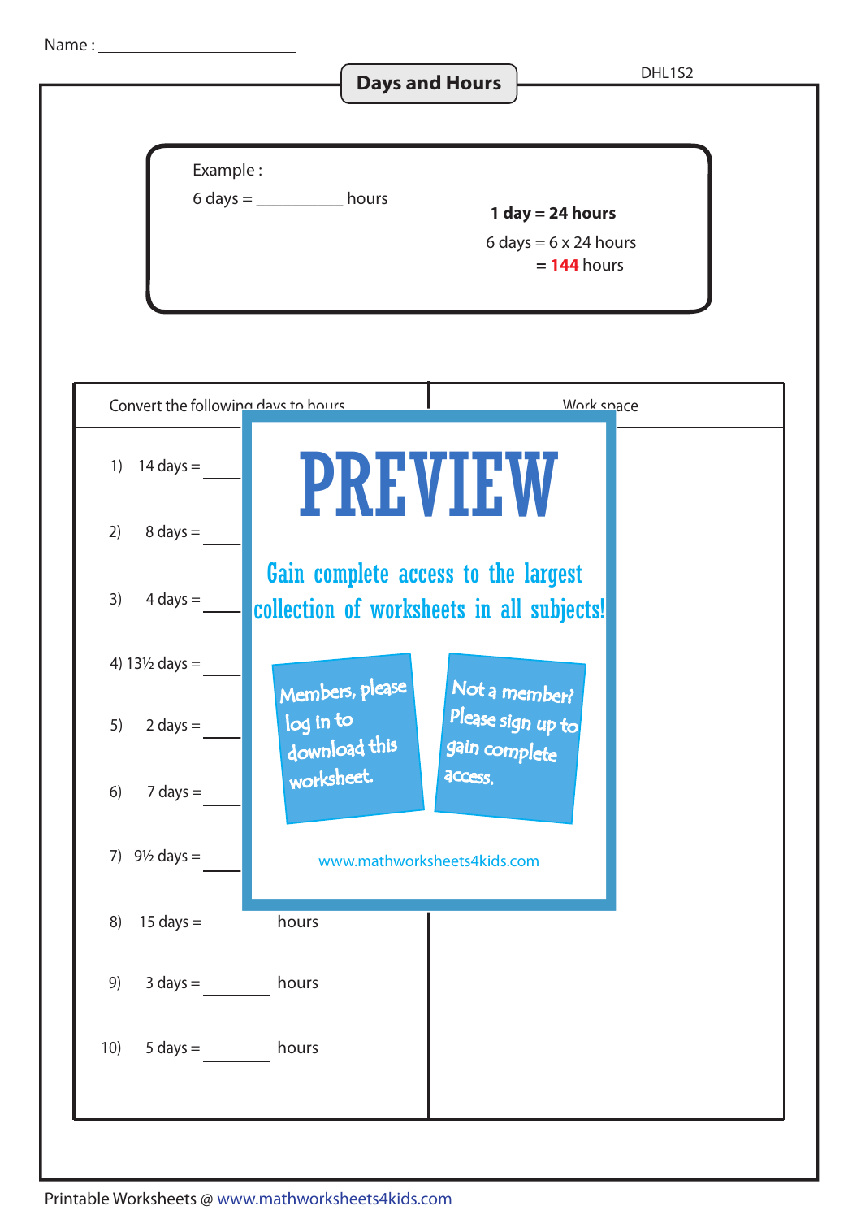Name : ____________________

# Days and Hours

DHL1S2

Example :

6 days = __________ hours

**1 day = 24 hours**

6 days = 6 x 24 hours

= **144** hours

| Convert the following days to hours | Work space |
|---|---|
| 1) 14 days = ____ | |
| 2) 8 days = ____ | |
| 3) 4 days = ____ | |
| 4) 13½ days = ____ | |
| 5) 2 days = ____ | |
| 6) 7 days = ____ | |
| 7) 9½ days = ____ | |
| 8) 15 days = ________ hours | |
| 9) 3 days = ________ hours | |
| 10) 5 days = ________ hours | |

PREVIEW

Gain complete access to the largest collection of worksheets in all subjects!

Members, please log in to download this worksheet.

Not a member? Please sign up to gain complete access.

www.mathworksheets4kids.com

Printable Worksheets @ www.mathworksheets4kids.com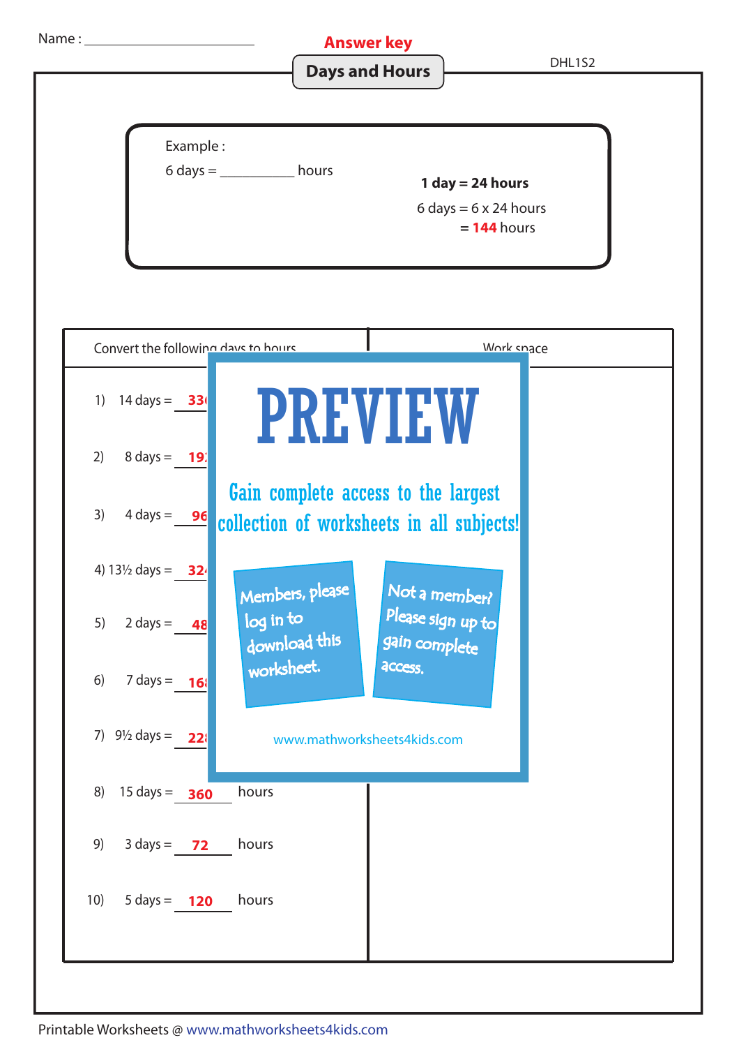Name : ____________________

**Answer key**

# Days and Hours

DHL1S2

Example :

6 days = __________ hours

**1 day = 24 hours**

6 days = 6 x 24 hours

= **144** hours

| Convert the following days to hours | Work space |
|---|---|
| 1) 14 days = **33** | |
| 2) 8 days = **19** | |
| 3) 4 days = **96** | |
| 4) 13½ days = **32** | |
| 5) 2 days = **48** | |
| 6) 7 days = **16** | |
| 7) 9½ days = **22** | |
| 8) 15 days = **360** hours | |
| 9) 3 days = **72** hours | |
| 10) 5 days = **120** hours | |

PREVIEW

Gain complete access to the largest collection of worksheets in all subjects!

Members, please log in to download this worksheet.

Not a member? Please sign up to gain complete access.

www.mathworksheets4kids.com

Printable Worksheets @ www.mathworksheets4kids.com